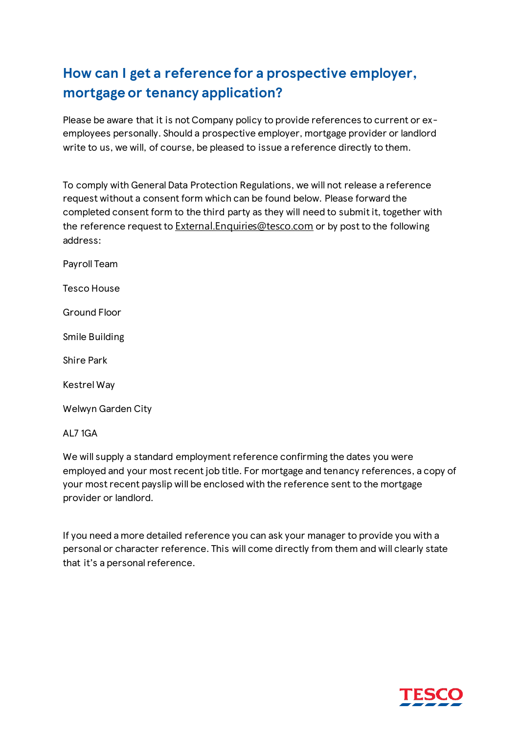# How can I get a reference for a prospective employer, mortgage or tenancy application?

Please be aware that it is not Company policy to provide references to current or ex-employees personally. Should a prospective employer, mortgage provider or landlord write to us, we will, of course, be pleased to issue a reference directly to them.

To comply with General Data Protection Regulations, we will not release a reference request without a consent form which can be found below. Please forward the completed consent form to the third party as they will need to submit it, together with the reference request to External.Enquiries@tesco.com or by post to the following address:

Payroll Team

Tesco House

Ground Floor

Smile Building

Shire Park

Kestrel Way

Welwyn Garden City

AL7 1GA

We will supply a standard employment reference confirming the dates you were employed and your most recent job title. For mortgage and tenancy references, a copy of your most recent payslip will be enclosed with the reference sent to the mortgage provider or landlord.

If you need a more detailed reference you can ask your manager to provide you with a personal or character reference. This will come directly from them and will clearly state that it's a personal reference.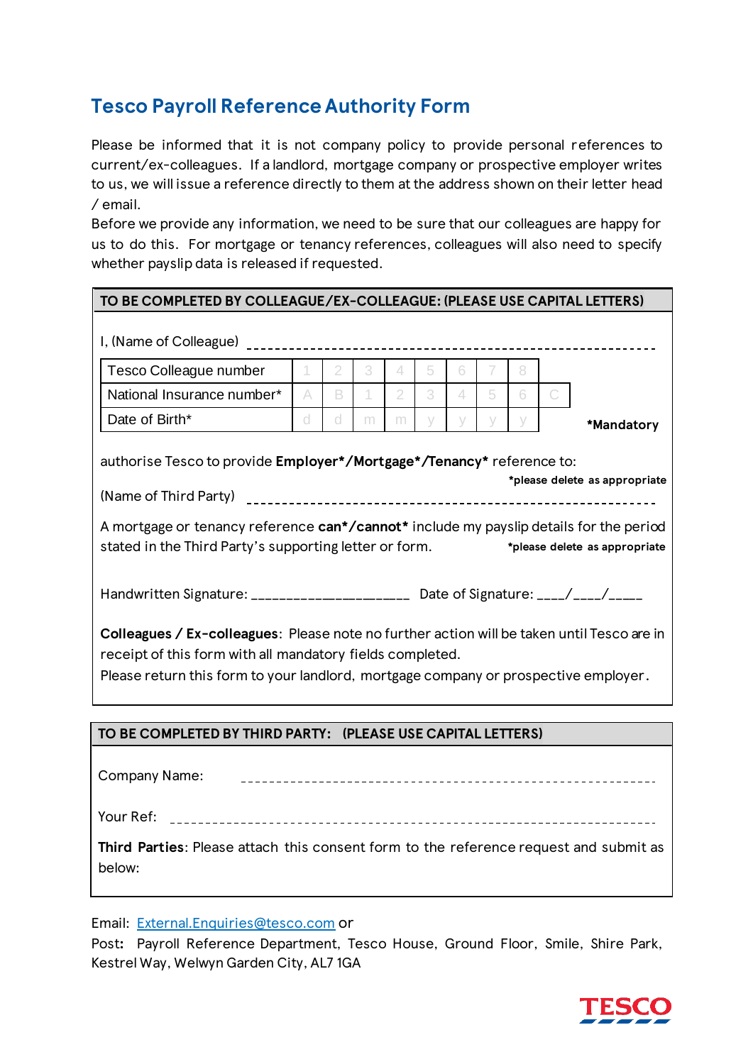## Tesco Payroll Reference Authority Form

Please be informed that it is not company policy to provide personal references to current/ex-colleagues. If a landlord, mortgage company or prospective employer writes to us, we will issue a reference directly to them at the address shown on their letter head / email.

Before we provide any information, we need to be sure that our colleagues are happy for us to do this. For mortgage or tenancy references, colleagues will also need to specify whether payslip data is released if requested.

**TO BE COMPLETED BY COLLEAGUE/EX-COLLEAGUE: (PLEASE USE CAPITAL LETTERS)**

I, (Name of Colleague) ____________________________________________________________

| | | | | | | | | | |
|---|---|---|---|---|---|---|---|---|---|
| Tesco Colleague number | 1 | 2 | 3 | 4 | 5 | 6 | 7 | 8 | |
| National Insurance number* | A | B | 1 | 2 | 3 | 4 | 5 | 6 | C |
| Date of Birth* | d | d | m | m | y | y | y | y | |

**\*Mandatory**

authorise Tesco to provide **Employer*/Mortgage*/Tenancy*** reference to:

**\*please delete as appropriate**

(Name of Third Party) ____________________________________________________________

A mortgage or tenancy reference **can*/cannot*** include my payslip details for the period stated in the Third Party's supporting letter or form. **\*please delete as appropriate**

Handwritten Signature: ______________________ Date of Signature: ____/____/____

**Colleagues / Ex-colleagues**: Please note no further action will be taken until Tesco are in receipt of this form with all mandatory fields completed.

Please return this form to your landlord, mortgage company or prospective employer.

**TO BE COMPLETED BY THIRD PARTY: (PLEASE USE CAPITAL LETTERS)**

Company Name: ____________________________________________________________

Your Ref: ____________________________________________________________

**Third Parties**: Please attach this consent form to the reference request and submit as below:

Email: External.Enquiries@tesco.com or

Post**:** Payroll Reference Department, Tesco House, Ground Floor, Smile, Shire Park, Kestrel Way, Welwyn Garden City, AL7 1GA

TESCO